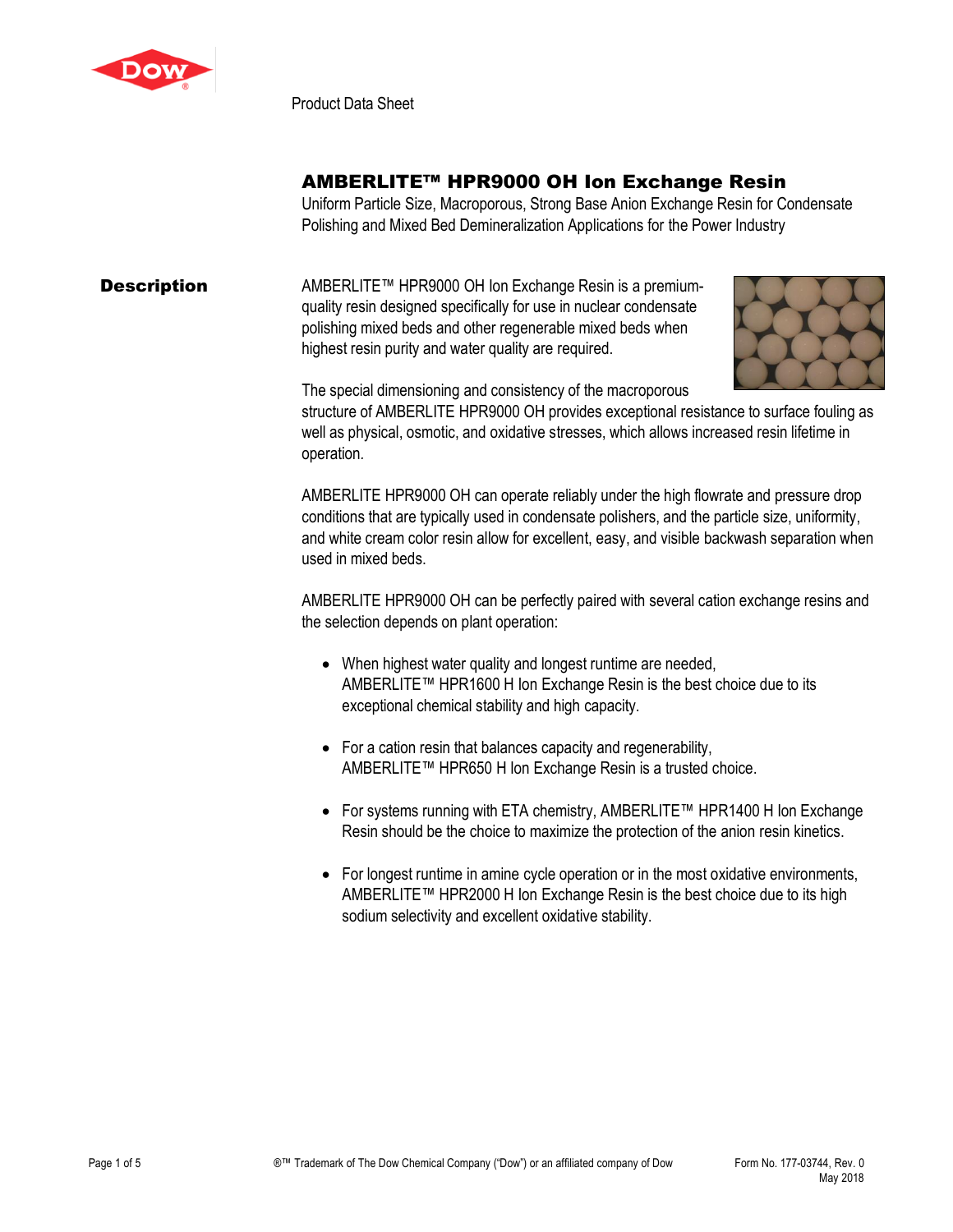Product Data Sheet

# AMBERLITE™ HPR9000 OH Ion Exchange Resin

Uniform Particle Size, Macroporous, Strong Base Anion Exchange Resin for Condensate Polishing and Mixed Bed Demineralization Applications for the Power Industry

## Description

AMBERLITE™ HPR9000 OH Ion Exchange Resin is a premium-quality resin designed specifically for use in nuclear condensate polishing mixed beds and other regenerable mixed beds when highest resin purity and water quality are required.

The special dimensioning and consistency of the macroporous structure of AMBERLITE HPR9000 OH provides exceptional resistance to surface fouling as well as physical, osmotic, and oxidative stresses, which allows increased resin lifetime in operation.

AMBERLITE HPR9000 OH can operate reliably under the high flowrate and pressure drop conditions that are typically used in condensate polishers, and the particle size, uniformity, and white cream color resin allow for excellent, easy, and visible backwash separation when used in mixed beds.

AMBERLITE HPR9000 OH can be perfectly paired with several cation exchange resins and the selection depends on plant operation:

- When highest water quality and longest runtime are needed, AMBERLITE™ HPR1600 H Ion Exchange Resin is the best choice due to its exceptional chemical stability and high capacity.
- For a cation resin that balances capacity and regenerability, AMBERLITE™ HPR650 H Ion Exchange Resin is a trusted choice.
- For systems running with ETA chemistry, AMBERLITE™ HPR1400 H Ion Exchange Resin should be the choice to maximize the protection of the anion resin kinetics.
- For longest runtime in amine cycle operation or in the most oxidative environments, AMBERLITE™ HPR2000 H Ion Exchange Resin is the best choice due to its high sodium selectivity and excellent oxidative stability.

®™ Trademark of The Dow Chemical Company ("Dow") or an affiliated company of Dow

Form No. 177-03744, Rev. 0
May 2018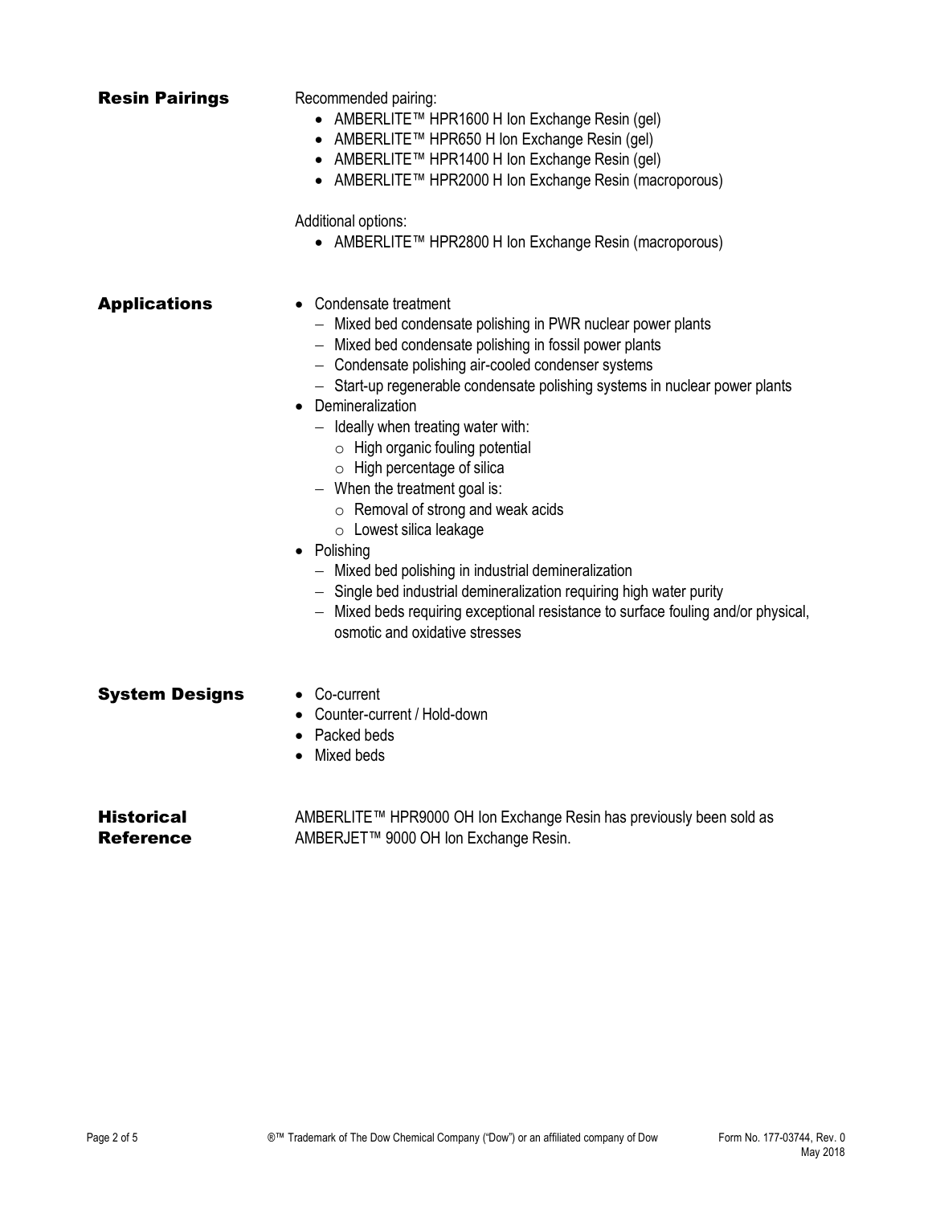## Resin Pairings

Recommended pairing:

- AMBERLITE™ HPR1600 H Ion Exchange Resin (gel)
- AMBERLITE™ HPR650 H Ion Exchange Resin (gel)
- AMBERLITE™ HPR1400 H Ion Exchange Resin (gel)
- AMBERLITE™ HPR2000 H Ion Exchange Resin (macroporous)

Additional options:

- AMBERLITE™ HPR2800 H Ion Exchange Resin (macroporous)

## Applications

- Condensate treatment
  - Mixed bed condensate polishing in PWR nuclear power plants
  - Mixed bed condensate polishing in fossil power plants
  - Condensate polishing air-cooled condenser systems
  - Start-up regenerable condensate polishing systems in nuclear power plants
- Demineralization
  - Ideally when treating water with:
    - High organic fouling potential
    - High percentage of silica
  - When the treatment goal is:
    - Removal of strong and weak acids
    - Lowest silica leakage
- Polishing
  - Mixed bed polishing in industrial demineralization
  - Single bed industrial demineralization requiring high water purity
  - Mixed beds requiring exceptional resistance to surface fouling and/or physical, osmotic and oxidative stresses

## System Designs

- Co-current
- Counter-current / Hold-down
- Packed beds
- Mixed beds

## Historical Reference

AMBERLITE™ HPR9000 OH Ion Exchange Resin has previously been sold as AMBERJET™ 9000 OH Ion Exchange Resin.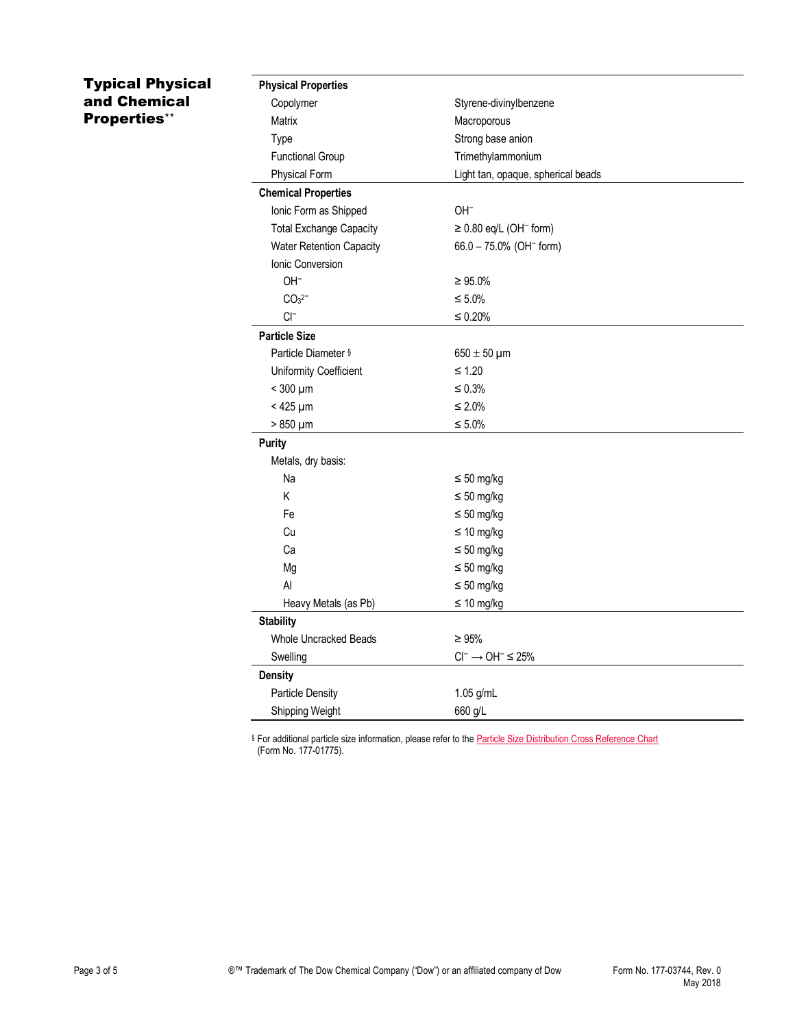## Typical Physical and Chemical Properties**

| | |
|---|---|
| **Physical Properties** | |
| Copolymer | Styrene-divinylbenzene |
| Matrix | Macroporous |
| Type | Strong base anion |
| Functional Group | Trimethylammonium |
| Physical Form | Light tan, opaque, spherical beads |
| **Chemical Properties** | |
| Ionic Form as Shipped | $OH^-$ |
| Total Exchange Capacity | ≥ 0.80 eq/L ($OH^-$ form) |
| Water Retention Capacity | 66.0 – 75.0% ($OH^-$ form) |
| Ionic Conversion | |
| $OH^-$ | ≥ 95.0% |
| $CO_3^{2-}$ | ≤ 5.0% |
| $Cl^-$ | ≤ 0.20% |
| **Particle Size** | |
| Particle Diameter § | 650 ± 50 µm |
| Uniformity Coefficient | ≤ 1.20 |
| < 300 µm | ≤ 0.3% |
| < 425 µm | ≤ 2.0% |
| > 850 µm | ≤ 5.0% |
| **Purity** | |
| Metals, dry basis: | |
| Na | ≤ 50 mg/kg |
| K | ≤ 50 mg/kg |
| Fe | ≤ 50 mg/kg |
| Cu | ≤ 10 mg/kg |
| Ca | ≤ 50 mg/kg |
| Mg | ≤ 50 mg/kg |
| Al | ≤ 50 mg/kg |
| Heavy Metals (as Pb) | ≤ 10 mg/kg |
| **Stability** | |
| Whole Uncracked Beads | ≥ 95% |
| Swelling | $Cl^- \rightarrow OH^-$ ≤ 25% |
| **Density** | |
| Particle Density | 1.05 g/mL |
| Shipping Weight | 660 g/L |

§ For additional particle size information, please refer to the Particle Size Distribution Cross Reference Chart (Form No. 177-01775).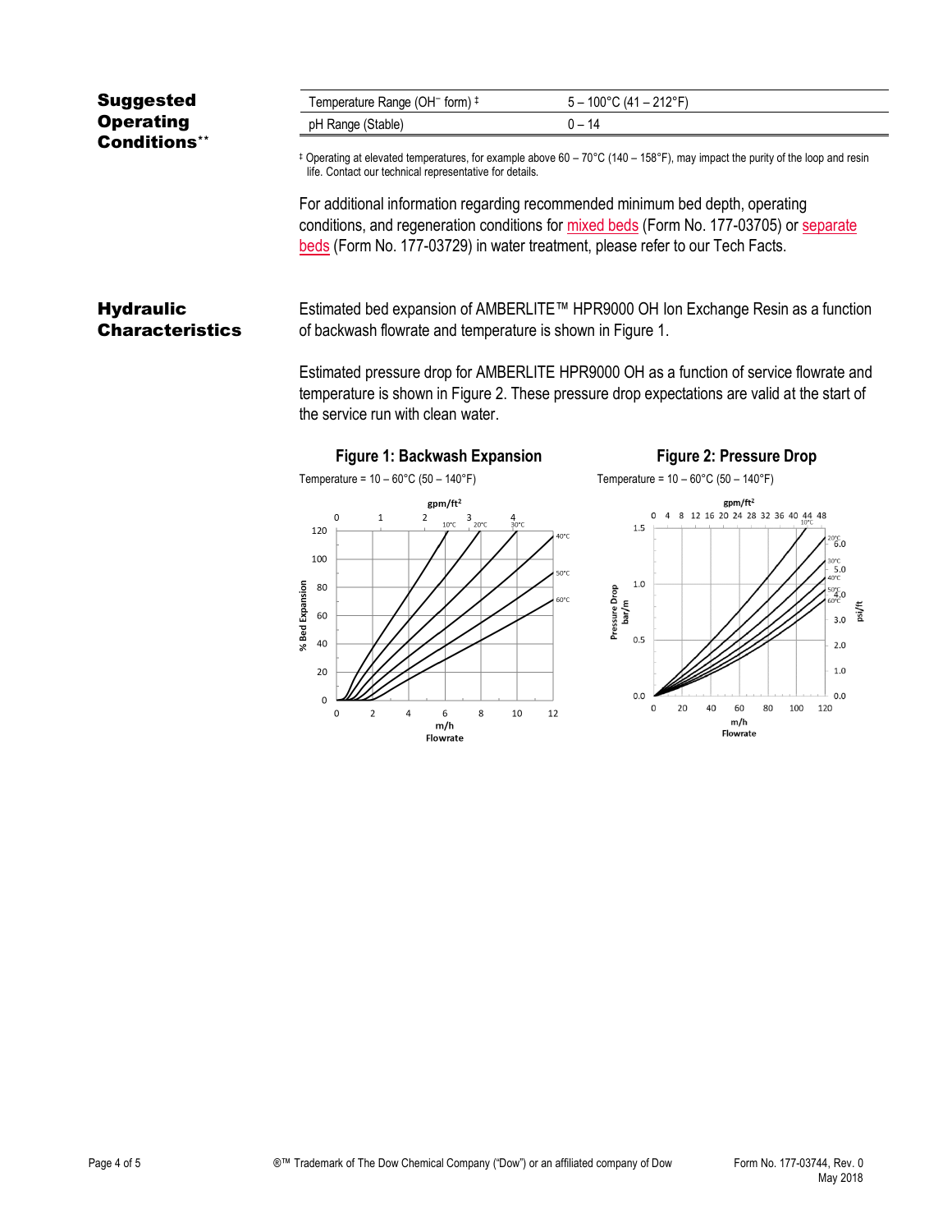## Suggested Operating Conditions**

| Temperature Range ($OH^-$ form) ‡ | 5 – 100°C (41 – 212°F) |
|---|---|
| pH Range (Stable) | 0 – 14 |

‡ Operating at elevated temperatures, for example above 60 – 70°C (140 – 158°F), may impact the purity of the loop and resin life. Contact our technical representative for details.

For additional information regarding recommended minimum bed depth, operating conditions, and regeneration conditions for mixed beds (Form No. 177-03705) or separate beds (Form No. 177-03729) in water treatment, please refer to our Tech Facts.

## Hydraulic Characteristics

Estimated bed expansion of AMBERLITE™ HPR9000 OH Ion Exchange Resin as a function of backwash flowrate and temperature is shown in Figure 1.

Estimated pressure drop for AMBERLITE HPR9000 OH as a function of service flowrate and temperature is shown in Figure 2. These pressure drop expectations are valid at the start of the service run with clean water.

**Figure 1: Backwash Expansion**

Temperature = 10 – 60°C (50 – 140°F)

**Figure 2: Pressure Drop**

Temperature = 10 – 60°C (50 – 140°F)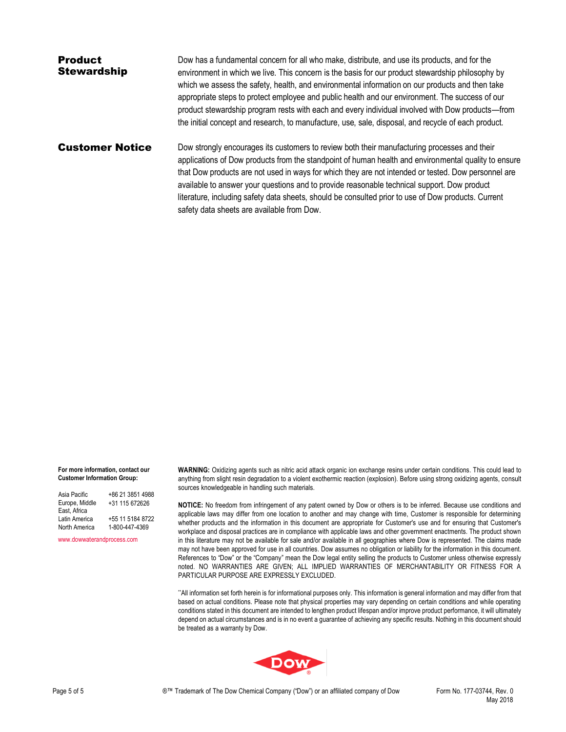## Product Stewardship

Dow has a fundamental concern for all who make, distribute, and use its products, and for the environment in which we live. This concern is the basis for our product stewardship philosophy by which we assess the safety, health, and environmental information on our products and then take appropriate steps to protect employee and public health and our environment. The success of our product stewardship program rests with each and every individual involved with Dow products—from the initial concept and research, to manufacture, use, sale, disposal, and recycle of each product.

## Customer Notice

Dow strongly encourages its customers to review both their manufacturing processes and their applications of Dow products from the standpoint of human health and environmental quality to ensure that Dow products are not used in ways for which they are not intended or tested. Dow personnel are available to answer your questions and to provide reasonable technical support. Dow product literature, including safety data sheets, should be consulted prior to use of Dow products. Current safety data sheets are available from Dow.

**For more information, contact our Customer Information Group:**

| | |
|---|---|
| Asia Pacific | +86 21 3851 4988 |
| Europe, Middle East, Africa | +31 115 672626 |
| Latin America | +55 11 5184 8722 |
| North America | 1-800-447-4369 |

www.dowwaterandprocess.com

**WARNING:** Oxidizing agents such as nitric acid attack organic ion exchange resins under certain conditions. This could lead to anything from slight resin degradation to a violent exothermic reaction (explosion). Before using strong oxidizing agents, consult sources knowledgeable in handling such materials.

**NOTICE:** No freedom from infringement of any patent owned by Dow or others is to be inferred. Because use conditions and applicable laws may differ from one location to another and may change with time, Customer is responsible for determining whether products and the information in this document are appropriate for Customer's use and for ensuring that Customer's workplace and disposal practices are in compliance with applicable laws and other government enactments. The product shown in this literature may not be available for sale and/or available in all geographies where Dow is represented. The claims made may not have been approved for use in all countries. Dow assumes no obligation or liability for the information in this document. References to "Dow" or the "Company" mean the Dow legal entity selling the products to Customer unless otherwise expressly noted. NO WARRANTIES ARE GIVEN; ALL IMPLIED WARRANTIES OF MERCHANTABILITY OR FITNESS FOR A PARTICULAR PURPOSE ARE EXPRESSLY EXCLUDED.

**All information set forth herein is for informational purposes only. This information is general information and may differ from that based on actual conditions. Please note that physical properties may vary depending on certain conditions and while operating conditions stated in this document are intended to lengthen product lifespan and/or improve product performance, it will ultimately depend on actual circumstances and is in no event a guarantee of achieving any specific results. Nothing in this document should be treated as a warranty by Dow.

®™ Trademark of The Dow Chemical Company ("Dow") or an affiliated company of Dow

Form No. 177-03744, Rev. 0
May 2018